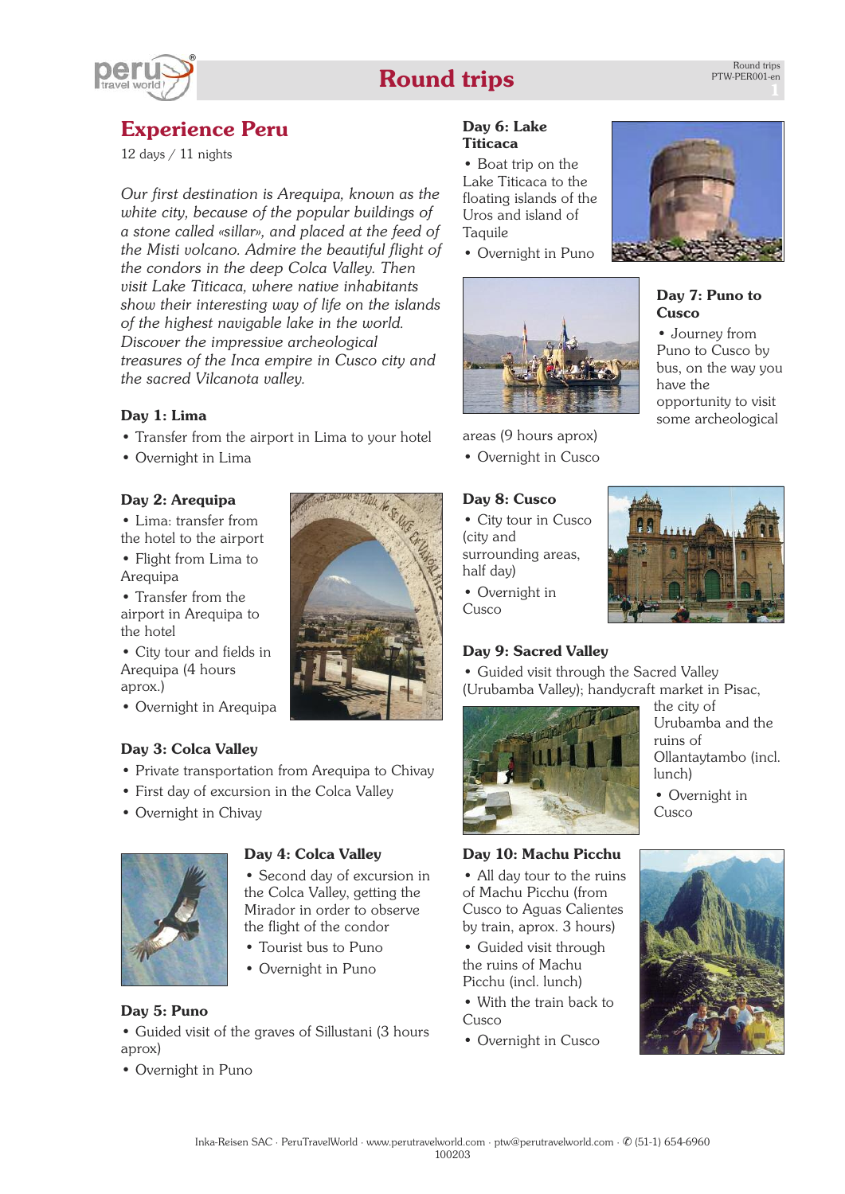# Round trips

## Experience Peru

12 days / 11 nights

*Our first destination is Arequipa, known as the white city, because of the popular buildings of a stone called «sillar», and placed at the feed of the Misti volcano. Admire the beautiful flight of the condors in the deep Colca Valley. Then visit Lake Titicaca, where native inhabitants show their interesting way of life on the islands of the highest navigable lake in the world. Discover the impressive archeological treasures of the Inca empire in Cusco city and the sacred Vilcanota valley.*

### Day 1: Lima

- Transfer from the airport in Lima to your hotel
- Overnight in Lima

### Day 2: Arequipa

- Lima: transfer from the hotel to the airport
- Flight from Lima to Arequipa
- Transfer from the airport in Arequipa to the hotel
- City tour and fields in Arequipa (4 hours aprox.)
- Overnight in Arequipa

### Day 3: Colca Valley

- Private transportation from Arequipa to Chivay
- First day of excursion in the Colca Valley
- Overnight in Chivay

### Day 4: Colca Valley

- Second day of excursion in the Colca Valley, getting the Mirador in order to observe the flight of the condor
- Tourist bus to Puno
- Overnight in Puno

### Day 5: Puno

- Guided visit of the graves of Sillustani (3 hours aprox)
- Overnight in Puno

### Day 6: Lake Titicaca

- Boat trip on the Lake Titicaca to the floating islands of the Uros and island of Taquile
- Overnight in Puno

### Day 7: Puno to Cusco

- Journey from Puno to Cusco by bus, on the way you have the opportunity to visit some archeological areas (9 hours aprox)
- Overnight in Cusco

### Day 8: Cusco

- City tour in Cusco (city and surrounding areas, half day)
- Overnight in Cusco

### Day 9: Sacred Valley

- Guided visit through the Sacred Valley (Urubamba Valley); handycraft market in Pisac, the city of Urubamba and the ruins of Ollantaytambo (incl. lunch)
- Overnight in Cusco

### Day 10: Machu Picchu

- All day tour to the ruins of Machu Picchu (from Cusco to Aguas Calientes by train, aprox. 3 hours)
- Guided visit through the ruins of Machu Picchu (incl. lunch)
- With the train back to Cusco
- Overnight in Cusco

Inka-Reisen SAC · PeruTravelWorld · www.perutravelworld.com · ptw@perutravelworld.com · ✆ (51-1) 654-6960
100203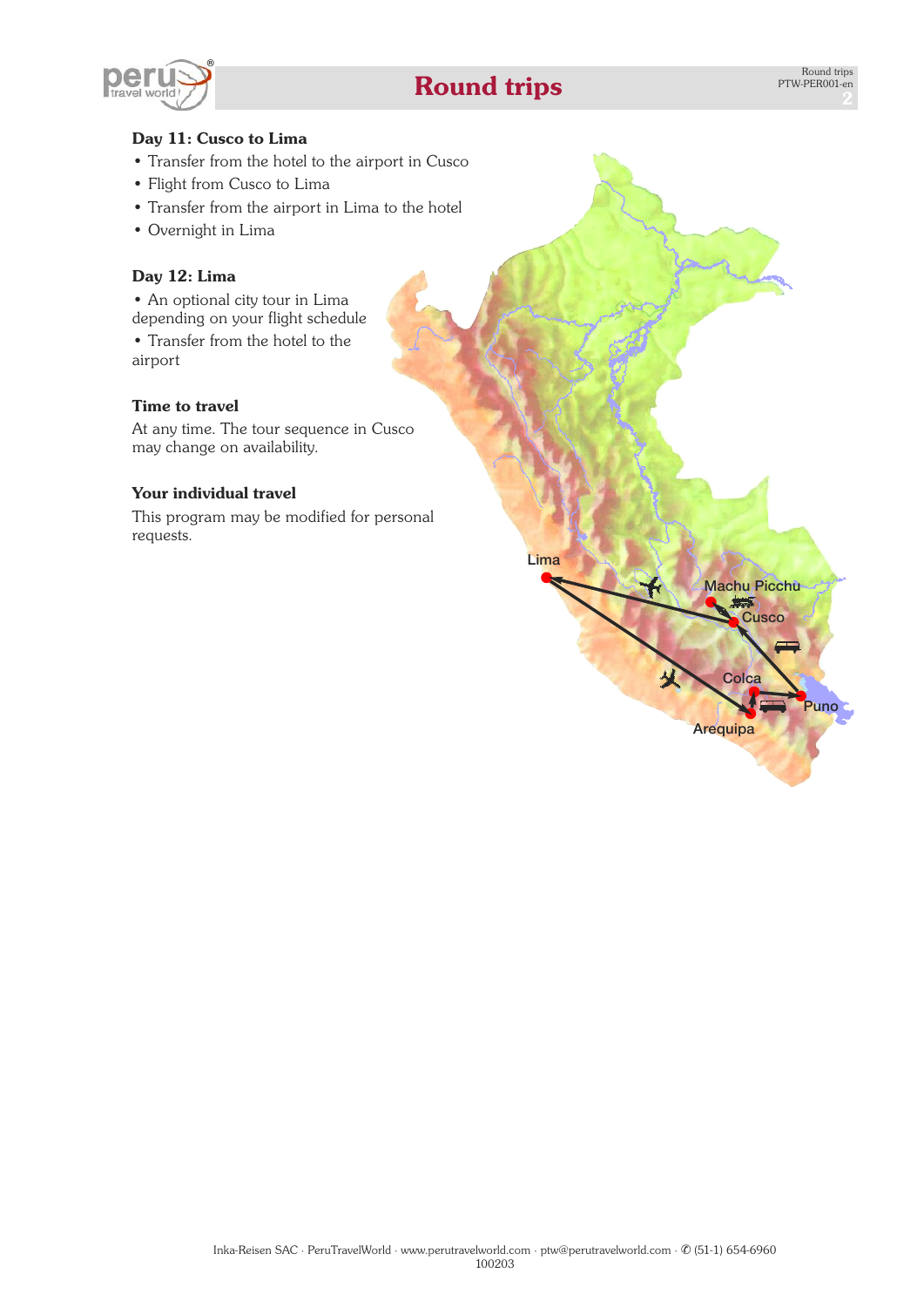## Round trips

### Day 11: Cusco to Lima

- Transfer from the hotel to the airport in Cusco
- Flight from Cusco to Lima
- Transfer from the airport in Lima to the hotel
- Overnight in Lima

### Day 12: Lima

- An optional city tour in Lima depending on your flight schedule
- Transfer from the hotel to the airport

### Time to travel

At any time. The tour sequence in Cusco may change on availability.

### Your individual travel

This program may be modified for personal requests.

Lima
Machu Picchu
Cusco
Colca
Puno
Arequipa

Inka-Reisen SAC · PeruTravelWorld · www.perutravelworld.com · ptw@perutravelworld.com · ✆ (51-1) 654-6960
100203